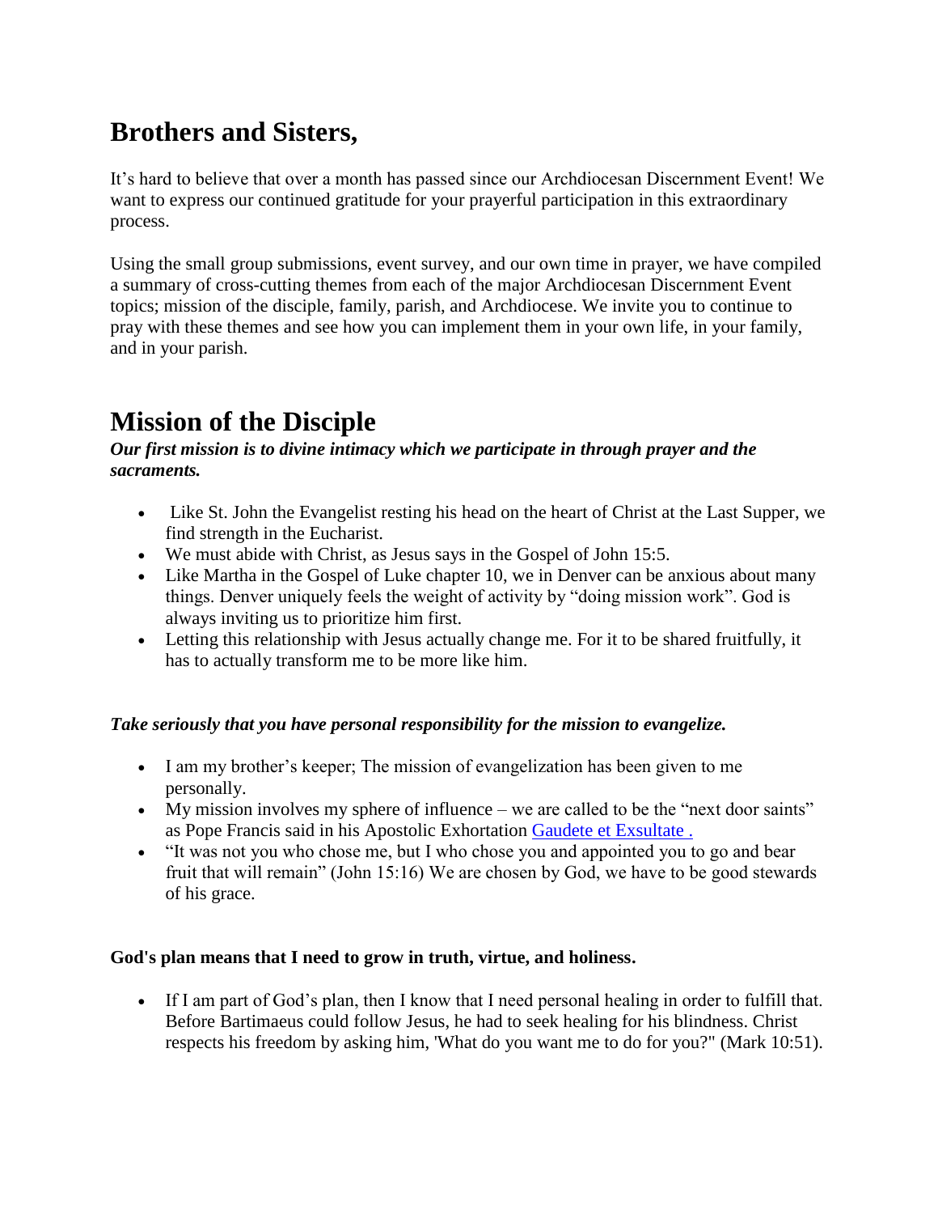## Brothers and Sisters,

It's hard to believe that over a month has passed since our Archdiocesan Discernment Event! We want to express our continued gratitude for your prayerful participation in this extraordinary process.

Using the small group submissions, event survey, and our own time in prayer, we have compiled a summary of cross-cutting themes from each of the major Archdiocesan Discernment Event topics; mission of the disciple, family, parish, and Archdiocese. We invite you to continue to pray with these themes and see how you can implement them in your own life, in your family, and in your parish.

## Mission of the Disciple

***Our first mission is to divine intimacy which we participate in through prayer and the sacraments.***

- Like St. John the Evangelist resting his head on the heart of Christ at the Last Supper, we find strength in the Eucharist.
- We must abide with Christ, as Jesus says in the Gospel of John 15:5.
- Like Martha in the Gospel of Luke chapter 10, we in Denver can be anxious about many things. Denver uniquely feels the weight of activity by "doing mission work". God is always inviting us to prioritize him first.
- Letting this relationship with Jesus actually change me. For it to be shared fruitfully, it has to actually transform me to be more like him.

***Take seriously that you have personal responsibility for the mission to evangelize.***

- I am my brother's keeper; The mission of evangelization has been given to me personally.
- My mission involves my sphere of influence – we are called to be the "next door saints" as Pope Francis said in his Apostolic Exhortation [Gaudete et Exsultate .]
- "It was not you who chose me, but I who chose you and appointed you to go and bear fruit that will remain" (John 15:16) We are chosen by God, we have to be good stewards of his grace.

**God's plan means that I need to grow in truth, virtue, and holiness.**

- If I am part of God's plan, then I know that I need personal healing in order to fulfill that. Before Bartimaeus could follow Jesus, he had to seek healing for his blindness. Christ respects his freedom by asking him, 'What do you want me to do for you?" (Mark 10:51).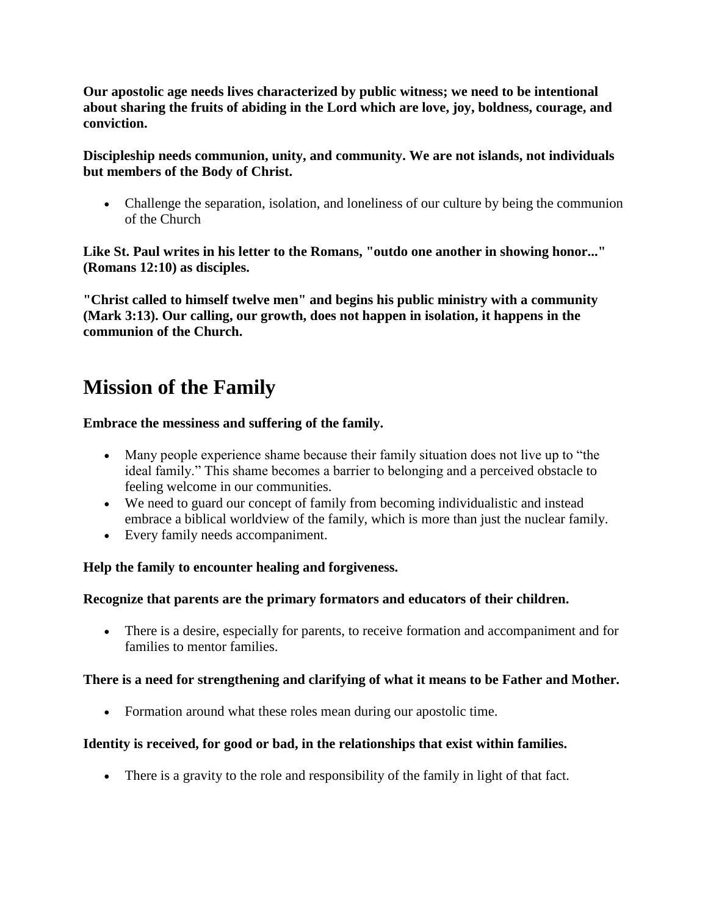**Our apostolic age needs lives characterized by public witness; we need to be intentional about sharing the fruits of abiding in the Lord which are love, joy, boldness, courage, and conviction.**

**Discipleship needs communion, unity, and community. We are not islands, not individuals but members of the Body of Christ.**

- Challenge the separation, isolation, and loneliness of our culture by being the communion of the Church

**Like St. Paul writes in his letter to the Romans, "outdo one another in showing honor..." (Romans 12:10) as disciples.**

**"Christ called to himself twelve men" and begins his public ministry with a community (Mark 3:13). Our calling, our growth, does not happen in isolation, it happens in the communion of the Church.**

# Mission of the Family

**Embrace the messiness and suffering of the family.**

- Many people experience shame because their family situation does not live up to "the ideal family." This shame becomes a barrier to belonging and a perceived obstacle to feeling welcome in our communities.
- We need to guard our concept of family from becoming individualistic and instead embrace a biblical worldview of the family, which is more than just the nuclear family.
- Every family needs accompaniment.

**Help the family to encounter healing and forgiveness.**

**Recognize that parents are the primary formators and educators of their children.**

- There is a desire, especially for parents, to receive formation and accompaniment and for families to mentor families.

**There is a need for strengthening and clarifying of what it means to be Father and Mother.**

- Formation around what these roles mean during our apostolic time.

**Identity is received, for good or bad, in the relationships that exist within families.**

- There is a gravity to the role and responsibility of the family in light of that fact.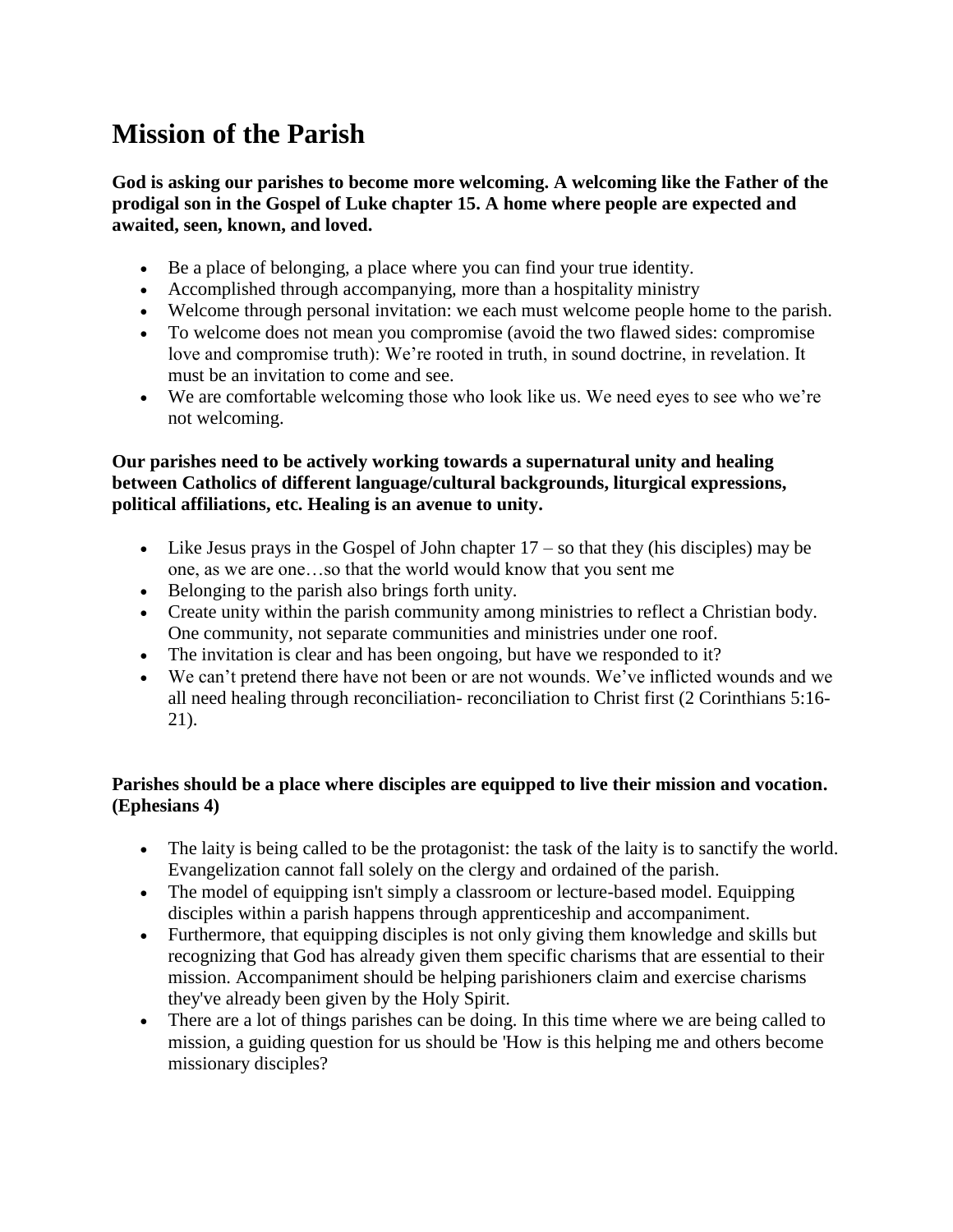# Mission of the Parish

**God is asking our parishes to become more welcoming. A welcoming like the Father of the prodigal son in the Gospel of Luke chapter 15. A home where people are expected and awaited, seen, known, and loved.**

- Be a place of belonging, a place where you can find your true identity.
- Accomplished through accompanying, more than a hospitality ministry
- Welcome through personal invitation: we each must welcome people home to the parish.
- To welcome does not mean you compromise (avoid the two flawed sides: compromise love and compromise truth): We're rooted in truth, in sound doctrine, in revelation. It must be an invitation to come and see.
- We are comfortable welcoming those who look like us. We need eyes to see who we're not welcoming.

**Our parishes need to be actively working towards a supernatural unity and healing between Catholics of different language/cultural backgrounds, liturgical expressions, political affiliations, etc. Healing is an avenue to unity.**

- Like Jesus prays in the Gospel of John chapter 17 – so that they (his disciples) may be one, as we are one…so that the world would know that you sent me
- Belonging to the parish also brings forth unity.
- Create unity within the parish community among ministries to reflect a Christian body. One community, not separate communities and ministries under one roof.
- The invitation is clear and has been ongoing, but have we responded to it?
- We can't pretend there have not been or are not wounds. We've inflicted wounds and we all need healing through reconciliation- reconciliation to Christ first (2 Corinthians 5:16-21).

**Parishes should be a place where disciples are equipped to live their mission and vocation. (Ephesians 4)**

- The laity is being called to be the protagonist: the task of the laity is to sanctify the world. Evangelization cannot fall solely on the clergy and ordained of the parish.
- The model of equipping isn't simply a classroom or lecture-based model. Equipping disciples within a parish happens through apprenticeship and accompaniment.
- Furthermore, that equipping disciples is not only giving them knowledge and skills but recognizing that God has already given them specific charisms that are essential to their mission. Accompaniment should be helping parishioners claim and exercise charisms they've already been given by the Holy Spirit.
- There are a lot of things parishes can be doing. In this time where we are being called to mission, a guiding question for us should be 'How is this helping me and others become missionary disciples?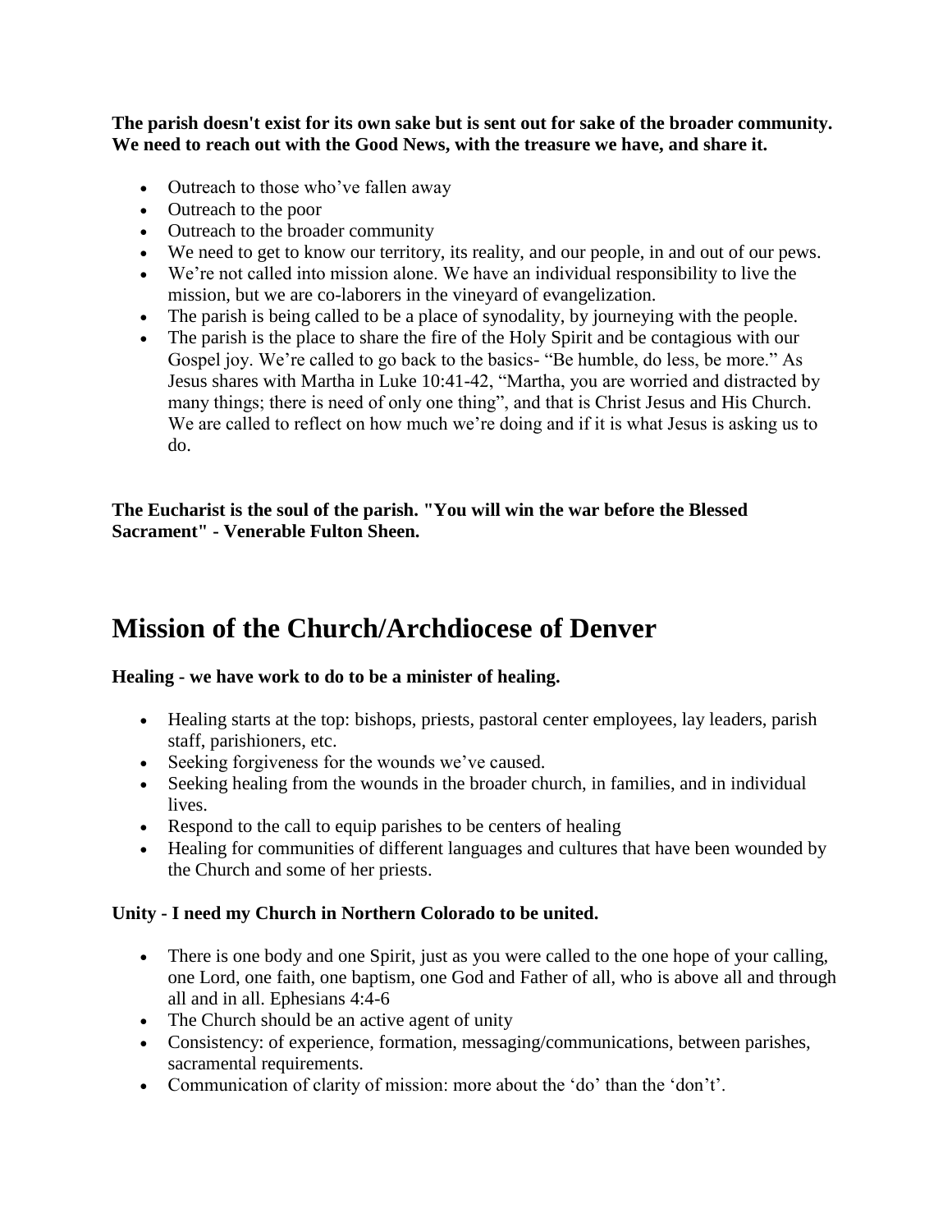**The parish doesn't exist for its own sake but is sent out for sake of the broader community. We need to reach out with the Good News, with the treasure we have, and share it.**

- Outreach to those who've fallen away
- Outreach to the poor
- Outreach to the broader community
- We need to get to know our territory, its reality, and our people, in and out of our pews.
- We're not called into mission alone. We have an individual responsibility to live the mission, but we are co-laborers in the vineyard of evangelization.
- The parish is being called to be a place of synodality, by journeying with the people.
- The parish is the place to share the fire of the Holy Spirit and be contagious with our Gospel joy. We're called to go back to the basics- "Be humble, do less, be more." As Jesus shares with Martha in Luke 10:41-42, "Martha, you are worried and distracted by many things; there is need of only one thing", and that is Christ Jesus and His Church. We are called to reflect on how much we're doing and if it is what Jesus is asking us to do.

**The Eucharist is the soul of the parish. "You will win the war before the Blessed Sacrament" - Venerable Fulton Sheen.**

# Mission of the Church/Archdiocese of Denver

**Healing - we have work to do to be a minister of healing.**

- Healing starts at the top: bishops, priests, pastoral center employees, lay leaders, parish staff, parishioners, etc.
- Seeking forgiveness for the wounds we've caused.
- Seeking healing from the wounds in the broader church, in families, and in individual lives.
- Respond to the call to equip parishes to be centers of healing
- Healing for communities of different languages and cultures that have been wounded by the Church and some of her priests.

**Unity - I need my Church in Northern Colorado to be united.**

- There is one body and one Spirit, just as you were called to the one hope of your calling, one Lord, one faith, one baptism, one God and Father of all, who is above all and through all and in all. Ephesians 4:4-6
- The Church should be an active agent of unity
- Consistency: of experience, formation, messaging/communications, between parishes, sacramental requirements.
- Communication of clarity of mission: more about the 'do' than the 'don't'.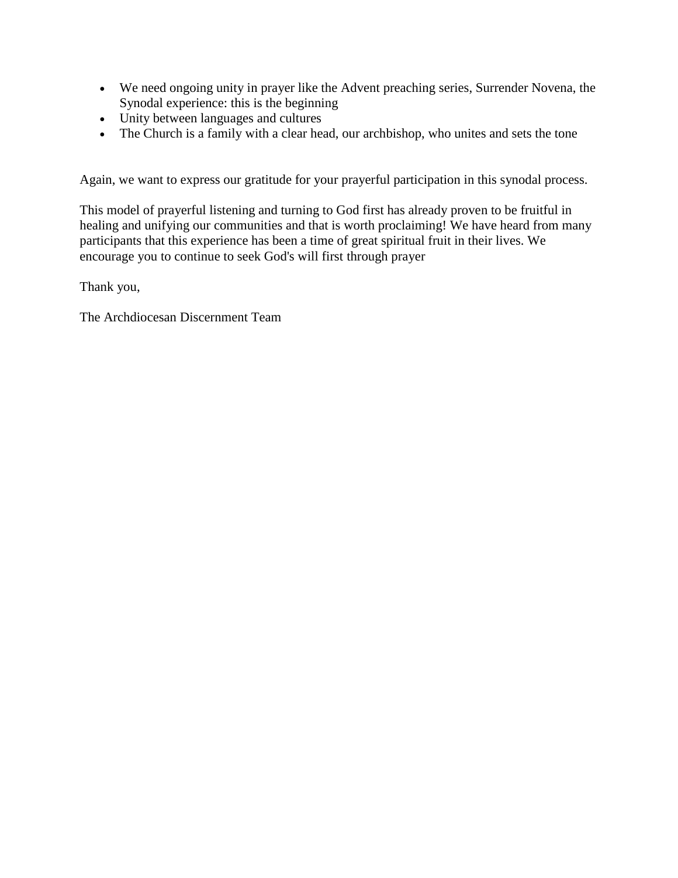- We need ongoing unity in prayer like the Advent preaching series, Surrender Novena, the Synodal experience: this is the beginning
- Unity between languages and cultures
- The Church is a family with a clear head, our archbishop, who unites and sets the tone

Again, we want to express our gratitude for your prayerful participation in this synodal process.

This model of prayerful listening and turning to God first has already proven to be fruitful in healing and unifying our communities and that is worth proclaiming! We have heard from many participants that this experience has been a time of great spiritual fruit in their lives. We encourage you to continue to seek God's will first through prayer

Thank you,

The Archdiocesan Discernment Team